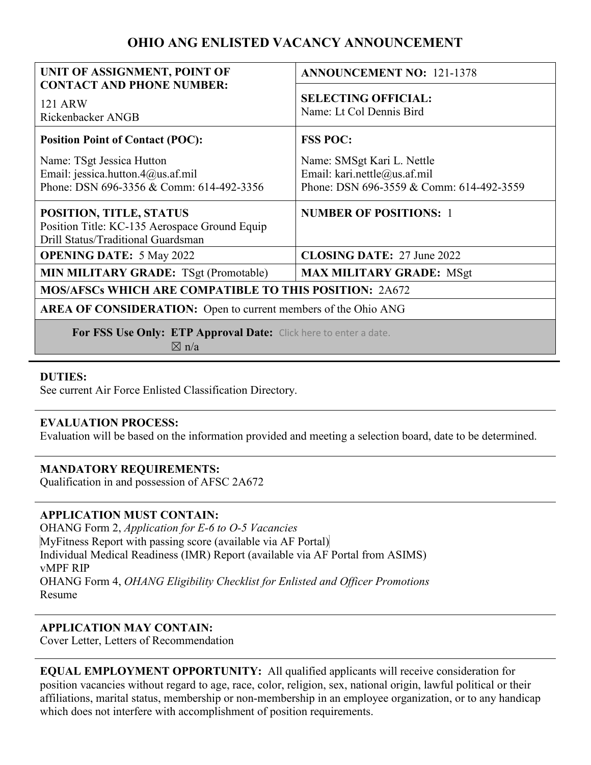# OHIO ANG ENLISTED VACANCY ANNOUNCEMENT

| | |
|---|---|
| **UNIT OF ASSIGNMENT, POINT OF CONTACT AND PHONE NUMBER:**<br>121 ARW<br>Rickenbacker ANGB | **ANNOUNCEMENT NO:** 121-1378<br><br>**SELECTING OFFICIAL:**<br>Name: Lt Col Dennis Bird |
| **Position Point of Contact (POC):**<br>Name: TSgt Jessica Hutton<br>Email: jessica.hutton.4@us.af.mil<br>Phone: DSN 696-3356 & Comm: 614-492-3356 | **FSS POC:**<br>Name: SMSgt Kari L. Nettle<br>Email: kari.nettle@us.af.mil<br>Phone: DSN 696-3559 & Comm: 614-492-3559 |
| **POSITION, TITLE, STATUS**<br>Position Title: KC-135 Aerospace Ground Equip<br>Drill Status/Traditional Guardsman | **NUMBER OF POSITIONS:** 1 |
| **OPENING DATE:** 5 May 2022 | **CLOSING DATE:** 27 June 2022 |
| **MIN MILITARY GRADE:** TSgt (Promotable) | **MAX MILITARY GRADE:** MSgt |
| **MOS/AFSCs WHICH ARE COMPATIBLE TO THIS POSITION:** 2A672 | |
| **AREA OF CONSIDERATION:** Open to current members of the Ohio ANG | |
| **For FSS Use Only: ETP Approval Date:** Click here to enter a date.<br>☒ n/a | |

**DUTIES:**
See current Air Force Enlisted Classification Directory.

**EVALUATION PROCESS:**
Evaluation will be based on the information provided and meeting a selection board, date to be determined.

**MANDATORY REQUIREMENTS:**
Qualification in and possession of AFSC 2A672

**APPLICATION MUST CONTAIN:**
OHANG Form 2, *Application for E-6 to O-5 Vacancies*
MyFitness Report with passing score (available via AF Portal)
Individual Medical Readiness (IMR) Report (available via AF Portal from ASIMS)
vMPF RIP
OHANG Form 4, *OHANG Eligibility Checklist for Enlisted and Officer Promotions*
Resume

**APPLICATION MAY CONTAIN:**
Cover Letter, Letters of Recommendation

**EQUAL EMPLOYMENT OPPORTUNITY:** All qualified applicants will receive consideration for position vacancies without regard to age, race, color, religion, sex, national origin, lawful political or their affiliations, marital status, membership or non-membership in an employee organization, or to any handicap which does not interfere with accomplishment of position requirements.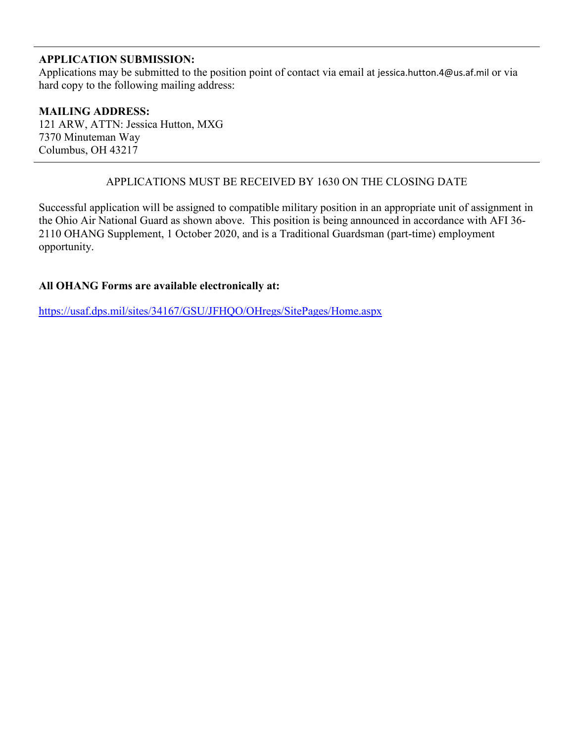**APPLICATION SUBMISSION:**
Applications may be submitted to the position point of contact via email at jessica.hutton.4@us.af.mil or via hard copy to the following mailing address:

**MAILING ADDRESS:**
121 ARW, ATTN: Jessica Hutton, MXG
7370 Minuteman Way
Columbus, OH 43217

APPLICATIONS MUST BE RECEIVED BY 1630 ON THE CLOSING DATE

Successful application will be assigned to compatible military position in an appropriate unit of assignment in the Ohio Air National Guard as shown above. This position is being announced in accordance with AFI 36-2110 OHANG Supplement, 1 October 2020, and is a Traditional Guardsman (part-time) employment opportunity.

**All OHANG Forms are available electronically at:**

https://usaf.dps.mil/sites/34167/GSU/JFHQO/OHregs/SitePages/Home.aspx